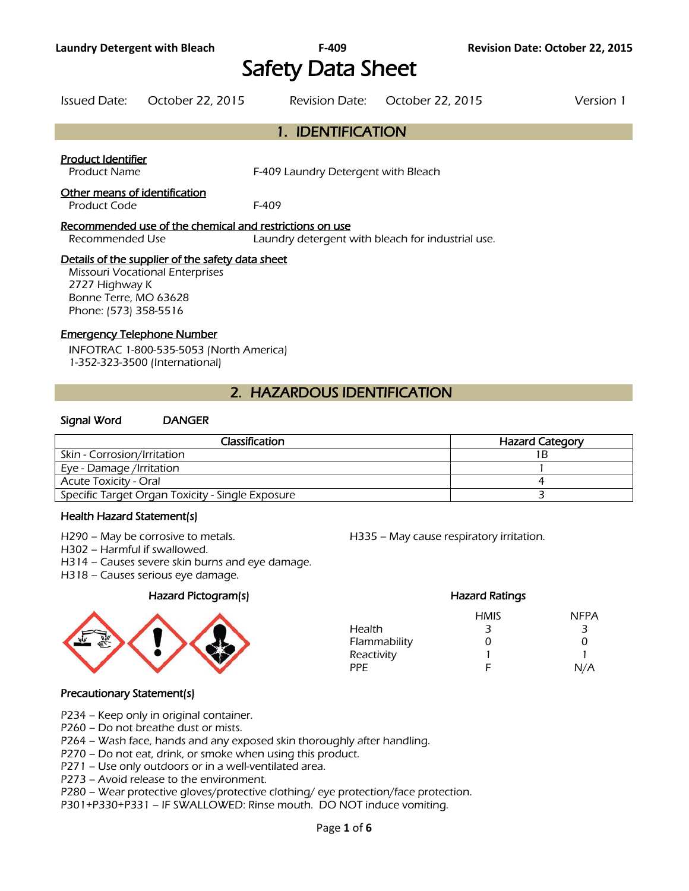# Safety Data Sheet

Issued Date: October 22, 2015 Revision Date: October 22, 2015 Version 1

## 1. IDENTIFICATION

**Product Identifier**

Product Name F-409 Laundry Detergent with Bleach

**Other means of identification**

Product Code F-409

**Recommended use of the chemical and restrictions on use**

Recommended Use Laundry detergent with bleach for industrial use.

**Details of the supplier of the safety data sheet**

Missouri Vocational Enterprises
2727 Highway K
Bonne Terre, MO 63628
Phone: (573) 358-5516

**Emergency Telephone Number**

INFOTRAC 1-800-535-5053 (North America)
1-352-323-3500 (International)

## 2. HAZARDOUS IDENTIFICATION

**Signal Word** DANGER

| Classification | Hazard Category |
|---|---|
| Skin - Corrosion/Irritation | 1B |
| Eye - Damage /Irritation | 1 |
| Acute Toxicity - Oral | 4 |
| Specific Target Organ Toxicity - Single Exposure | 3 |

### Health Hazard Statement(s)

H290 – May be corrosive to metals.
H302 – Harmful if swallowed.
H314 – Causes severe skin burns and eye damage.
H318 – Causes serious eye damage.
H335 – May cause respiratory irritation.

### Hazard Pictogram(s)

### Hazard Ratings

| | HMIS | NFPA |
|---|---|---|
| Health | 3 | 3 |
| Flammability | 0 | 0 |
| Reactivity | 1 | 1 |
| PPE | F | N/A |

### Precautionary Statement(s)

P234 – Keep only in original container.
P260 – Do not breathe dust or mists.
P264 – Wash face, hands and any exposed skin thoroughly after handling.
P270 – Do not eat, drink, or smoke when using this product.
P271 – Use only outdoors or in a well-ventilated area.
P273 – Avoid release to the environment.
P280 – Wear protective gloves/protective clothing/ eye protection/face protection.
P301+P330+P331 – IF SWALLOWED: Rinse mouth. DO NOT induce vomiting.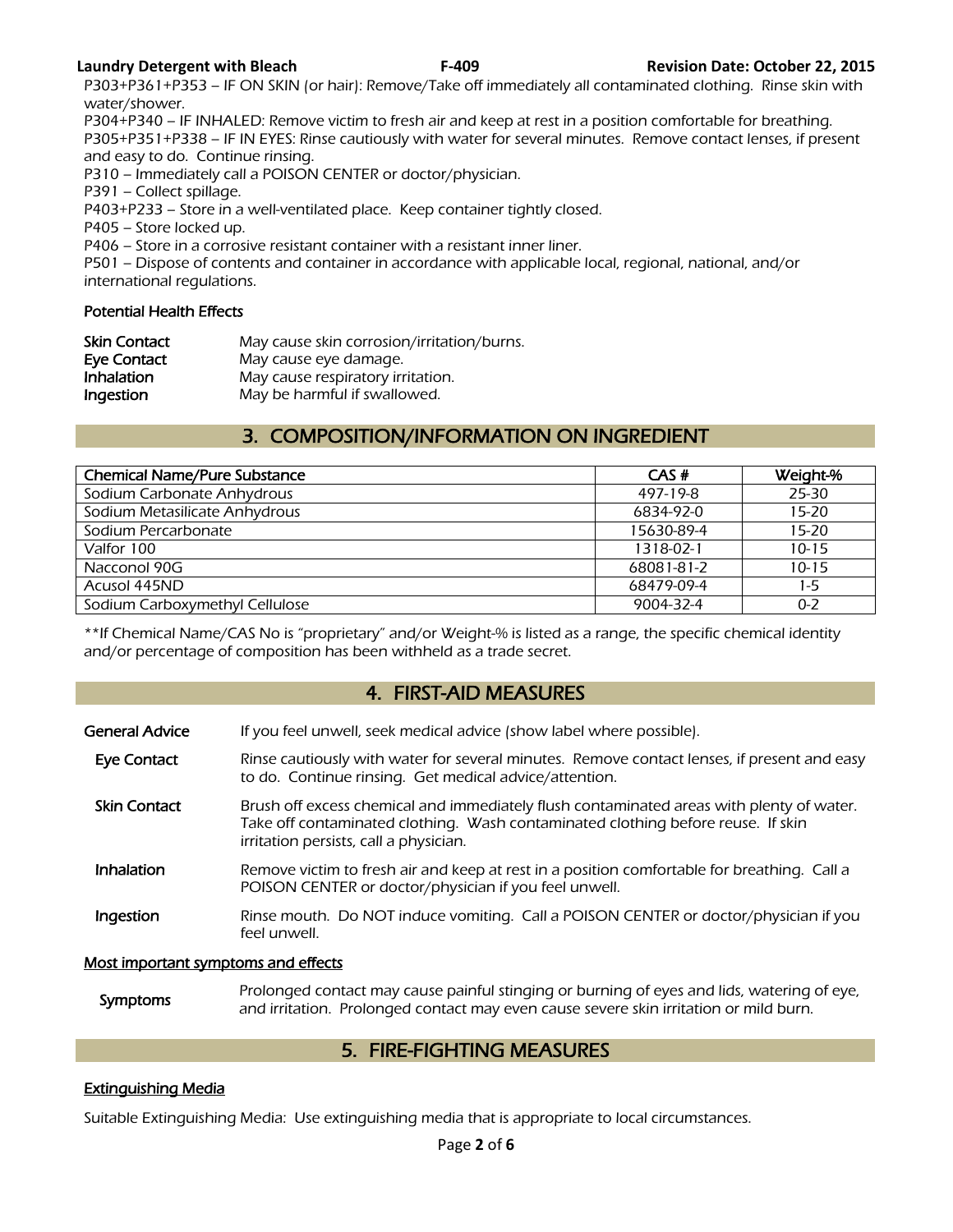P303+P361+P353 – IF ON SKIN (or hair): Remove/Take off immediately all contaminated clothing. Rinse skin with water/shower.
P304+P340 – IF INHALED: Remove victim to fresh air and keep at rest in a position comfortable for breathing.
P305+P351+P338 – IF IN EYES: Rinse cautiously with water for several minutes. Remove contact lenses, if present and easy to do. Continue rinsing.
P310 – Immediately call a POISON CENTER or doctor/physician.
P391 – Collect spillage.
P403+P233 – Store in a well-ventilated place. Keep container tightly closed.
P405 – Store locked up.
P406 – Store in a corrosive resistant container with a resistant inner liner.
P501 – Dispose of contents and container in accordance with applicable local, regional, national, and/or international regulations.

**Potential Health Effects**

**Skin Contact** May cause skin corrosion/irritation/burns.
**Eye Contact** May cause eye damage.
**Inhalation** May cause respiratory irritation.
**Ingestion** May be harmful if swallowed.

## 3. COMPOSITION/INFORMATION ON INGREDIENT

| Chemical Name/Pure Substance | CAS # | Weight-% |
|---|---|---|
| Sodium Carbonate Anhydrous | 497-19-8 | 25-30 |
| Sodium Metasilicate Anhydrous | 6834-92-0 | 15-20 |
| Sodium Percarbonate | 15630-89-4 | 15-20 |
| Valfor 100 | 1318-02-1 | 10-15 |
| Nacconol 90G | 68081-81-2 | 10-15 |
| Acusol 445ND | 68479-09-4 | 1-5 |
| Sodium Carboxymethyl Cellulose | 9004-32-4 | 0-2 |

**If Chemical Name/CAS No is "proprietary" and/or Weight-% is listed as a range, the specific chemical identity and/or percentage of composition has been withheld as a trade secret.

## 4. FIRST-AID MEASURES

**General Advice** If you feel unwell, seek medical advice (show label where possible).

**Eye Contact** Rinse cautiously with water for several minutes. Remove contact lenses, if present and easy to do. Continue rinsing. Get medical advice/attention.

**Skin Contact** Brush off excess chemical and immediately flush contaminated areas with plenty of water. Take off contaminated clothing. Wash contaminated clothing before reuse. If skin irritation persists, call a physician.

**Inhalation** Remove victim to fresh air and keep at rest in a position comfortable for breathing. Call a POISON CENTER or doctor/physician if you feel unwell.

**Ingestion** Rinse mouth. Do NOT induce vomiting. Call a POISON CENTER or doctor/physician if you feel unwell.

**Most important symptoms and effects**

**Symptoms** Prolonged contact may cause painful stinging or burning of eyes and lids, watering of eye, and irritation. Prolonged contact may even cause severe skin irritation or mild burn.

## 5. FIRE-FIGHTING MEASURES

**Extinguishing Media**

Suitable Extinguishing Media: Use extinguishing media that is appropriate to local circumstances.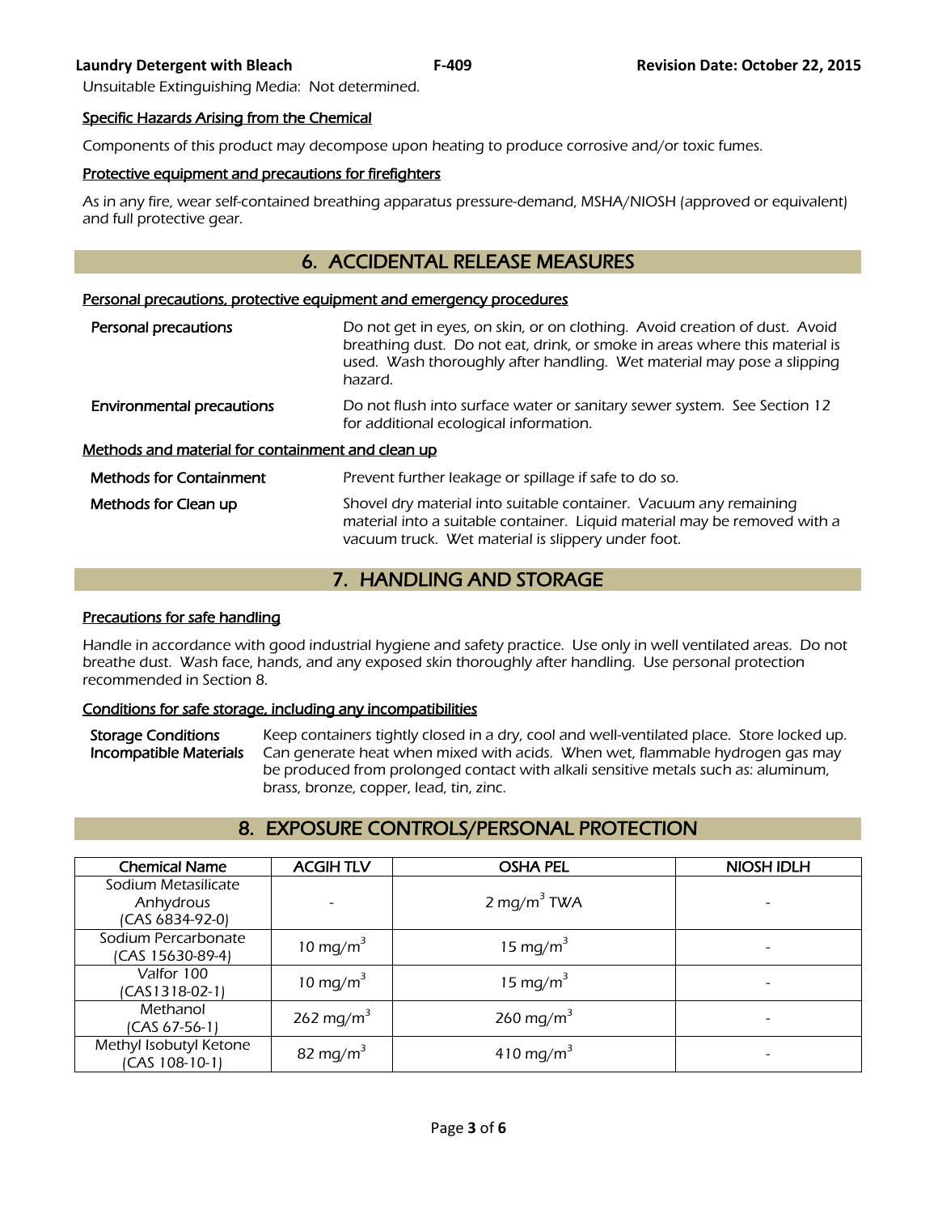Unsuitable Extinguishing Media: Not determined.

### Specific Hazards Arising from the Chemical

Components of this product may decompose upon heating to produce corrosive and/or toxic fumes.

### Protective equipment and precautions for firefighters

As in any fire, wear self-contained breathing apparatus pressure-demand, MSHA/NIOSH (approved or equivalent) and full protective gear.

## 6. ACCIDENTAL RELEASE MEASURES

### Personal precautions, protective equipment and emergency procedures

**Personal precautions** Do not get in eyes, on skin, or on clothing. Avoid creation of dust. Avoid breathing dust. Do not eat, drink, or smoke in areas where this material is used. Wash thoroughly after handling. Wet material may pose a slipping hazard.

**Environmental precautions** Do not flush into surface water or sanitary sewer system. See Section 12 for additional ecological information.

### Methods and material for containment and clean up

**Methods for Containment** Prevent further leakage or spillage if safe to do so.

**Methods for Clean up** Shovel dry material into suitable container. Vacuum any remaining material into a suitable container. Liquid material may be removed with a vacuum truck. Wet material is slippery under foot.

## 7. HANDLING AND STORAGE

### Precautions for safe handling

Handle in accordance with good industrial hygiene and safety practice. Use only in well ventilated areas. Do not breathe dust. Wash face, hands, and any exposed skin thoroughly after handling. Use personal protection recommended in Section 8.

### Conditions for safe storage, including any incompatibilities

**Storage Conditions** Keep containers tightly closed in a dry, cool and well-ventilated place. Store locked up.

**Incompatible Materials** Can generate heat when mixed with acids. When wet, flammable hydrogen gas may be produced from prolonged contact with alkali sensitive metals such as: aluminum, brass, bronze, copper, lead, tin, zinc.

## 8. EXPOSURE CONTROLS/PERSONAL PROTECTION

| Chemical Name | ACGIH TLV | OSHA PEL | NIOSH IDLH |
|---|---|---|---|
| Sodium Metasilicate Anhydrous (CAS 6834-92-0) | - | 2 $mg/m^3$ TWA | - |
| Sodium Percarbonate (CAS 15630-89-4) | 10 $mg/m^3$ | 15 $mg/m^3$ | - |
| Valfor 100 (CAS1318-02-1) | 10 $mg/m^3$ | 15 $mg/m^3$ | - |
| Methanol (CAS 67-56-1) | 262 $mg/m^3$ | 260 $mg/m^3$ | - |
| Methyl Isobutyl Ketone (CAS 108-10-1) | 82 $mg/m^3$ | 410 $mg/m^3$ | - |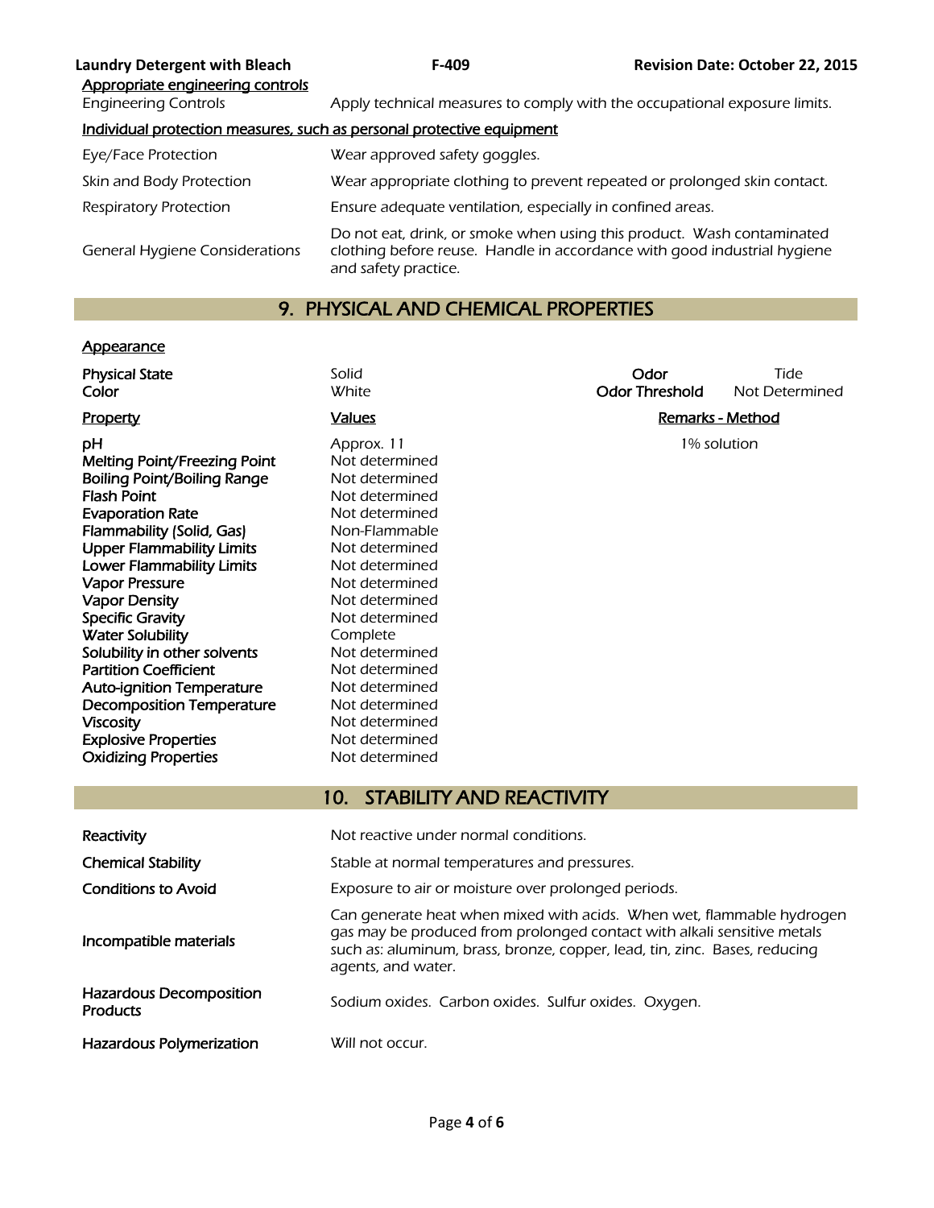**Appropriate engineering controls**

| | |
|---|---|
| Engineering Controls | Apply technical measures to comply with the occupational exposure limits. |

**Individual protection measures, such as personal protective equipment**

| | |
|---|---|
| Eye/Face Protection | Wear approved safety goggles. |
| Skin and Body Protection | Wear appropriate clothing to prevent repeated or prolonged skin contact. |
| Respiratory Protection | Ensure adequate ventilation, especially in confined areas. |
| General Hygiene Considerations | Do not eat, drink, or smoke when using this product. Wash contaminated clothing before reuse. Handle in accordance with good industrial hygiene and safety practice. |

## 9. PHYSICAL AND CHEMICAL PROPERTIES

**Appearance**

| | | | |
|---|---|---|---|
| **Physical State** | Solid | **Odor** | Tide |
| **Color** | White | **Odor Threshold** | Not Determined |

| Property | Values | Remarks - Method |
|---|---|---|
| **pH** | Approx. 11 | 1% solution |
| **Melting Point/Freezing Point** | Not determined | |
| **Boiling Point/Boiling Range** | Not determined | |
| **Flash Point** | Not determined | |
| **Evaporation Rate** | Not determined | |
| **Flammability (Solid, Gas)** | Non-Flammable | |
| **Upper Flammability Limits** | Not determined | |
| **Lower Flammability Limits** | Not determined | |
| **Vapor Pressure** | Not determined | |
| **Vapor Density** | Not determined | |
| **Specific Gravity** | Not determined | |
| **Water Solubility** | Complete | |
| **Solubility in other solvents** | Not determined | |
| **Partition Coefficient** | Not determined | |
| **Auto-ignition Temperature** | Not determined | |
| **Decomposition Temperature** | Not determined | |
| **Viscosity** | Not determined | |
| **Explosive Properties** | Not determined | |
| **Oxidizing Properties** | Not determined | |

## 10. STABILITY AND REACTIVITY

| | |
|---|---|
| **Reactivity** | Not reactive under normal conditions. |
| **Chemical Stability** | Stable at normal temperatures and pressures. |
| **Conditions to Avoid** | Exposure to air or moisture over prolonged periods. |
| **Incompatible materials** | Can generate heat when mixed with acids. When wet, flammable hydrogen gas may be produced from prolonged contact with alkali sensitive metals such as: aluminum, brass, bronze, copper, lead, tin, zinc. Bases, reducing agents, and water. |
| **Hazardous Decomposition Products** | Sodium oxides. Carbon oxides. Sulfur oxides. Oxygen. |
| **Hazardous Polymerization** | Will not occur. |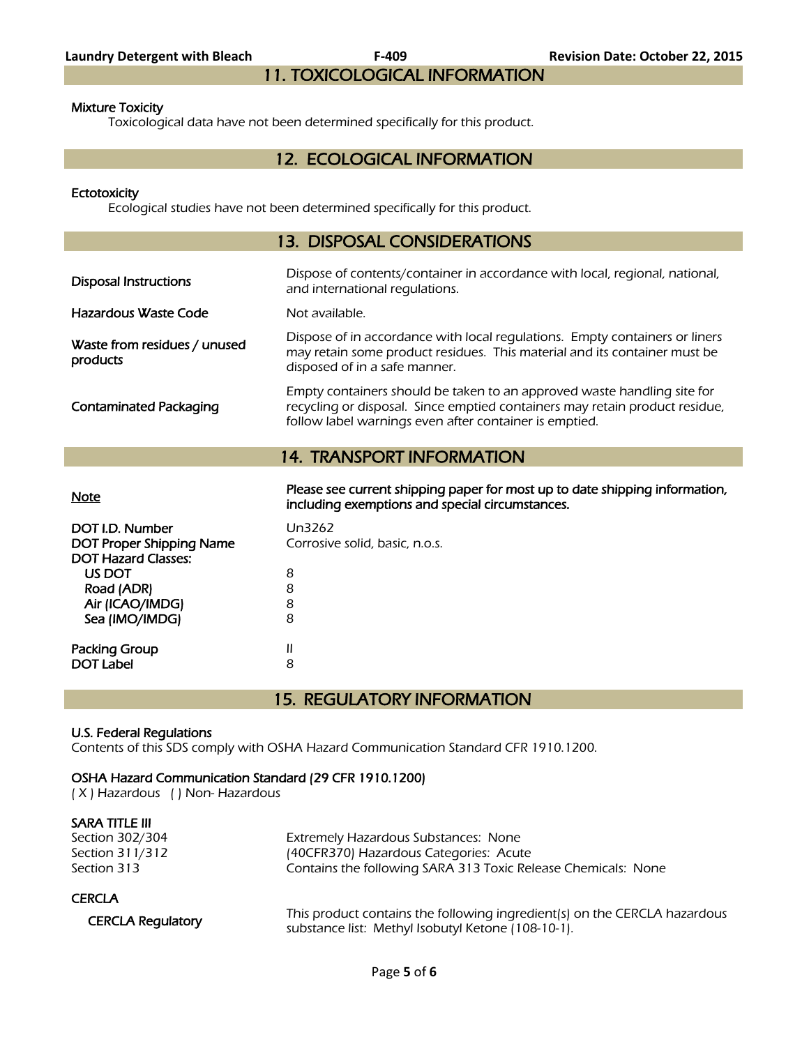## 11. TOXICOLOGICAL INFORMATION

**Mixture Toxicity**

Toxicological data have not been determined specifically for this product.

## 12. ECOLOGICAL INFORMATION

**Ectotoxicity**

Ecological studies have not been determined specifically for this product.

## 13. DISPOSAL CONSIDERATIONS

| | |
|---|---|
| **Disposal Instructions** | Dispose of contents/container in accordance with local, regional, national, and international regulations. |
| **Hazardous Waste Code** | Not available. |
| **Waste from residues / unused products** | Dispose of in accordance with local regulations. Empty containers or liners may retain some product residues. This material and its container must be disposed of in a safe manner. |
| **Contaminated Packaging** | Empty containers should be taken to an approved waste handling site for recycling or disposal. Since emptied containers may retain product residue, follow label warnings even after container is emptied. |

## 14. TRANSPORT INFORMATION

| | |
|---|---|
| **Note** | **Please see current shipping paper for most up to date shipping information, including exemptions and special circumstances.** |
| **DOT I.D. Number** | Un3262 |
| **DOT Proper Shipping Name** | Corrosive solid, basic, n.o.s. |
| **DOT Hazard Classes:** | |
| **US DOT** | 8 |
| **Road (ADR)** | 8 |
| **Air (ICAO/IMDG)** | 8 |
| **Sea (IMO/IMDG)** | 8 |
| **Packing Group** | II |
| **DOT Label** | 8 |

## 15. REGULATORY INFORMATION

**U.S. Federal Regulations**

Contents of this SDS comply with OSHA Hazard Communication Standard CFR 1910.1200.

**OSHA Hazard Communication Standard (29 CFR 1910.1200)**

( X ) Hazardous ( ) Non- Hazardous

**SARA TITLE III**

| | |
|---|---|
| Section 302/304 | Extremely Hazardous Substances: None |
| Section 311/312 | (40CFR370) Hazardous Categories: Acute |
| Section 313 | Contains the following SARA 313 Toxic Release Chemicals: None |

**CERCLA**

| | |
|---|---|
| **CERCLA Regulatory** | This product contains the following ingredient(s) on the CERCLA hazardous substance list: Methyl Isobutyl Ketone (108-10-1). |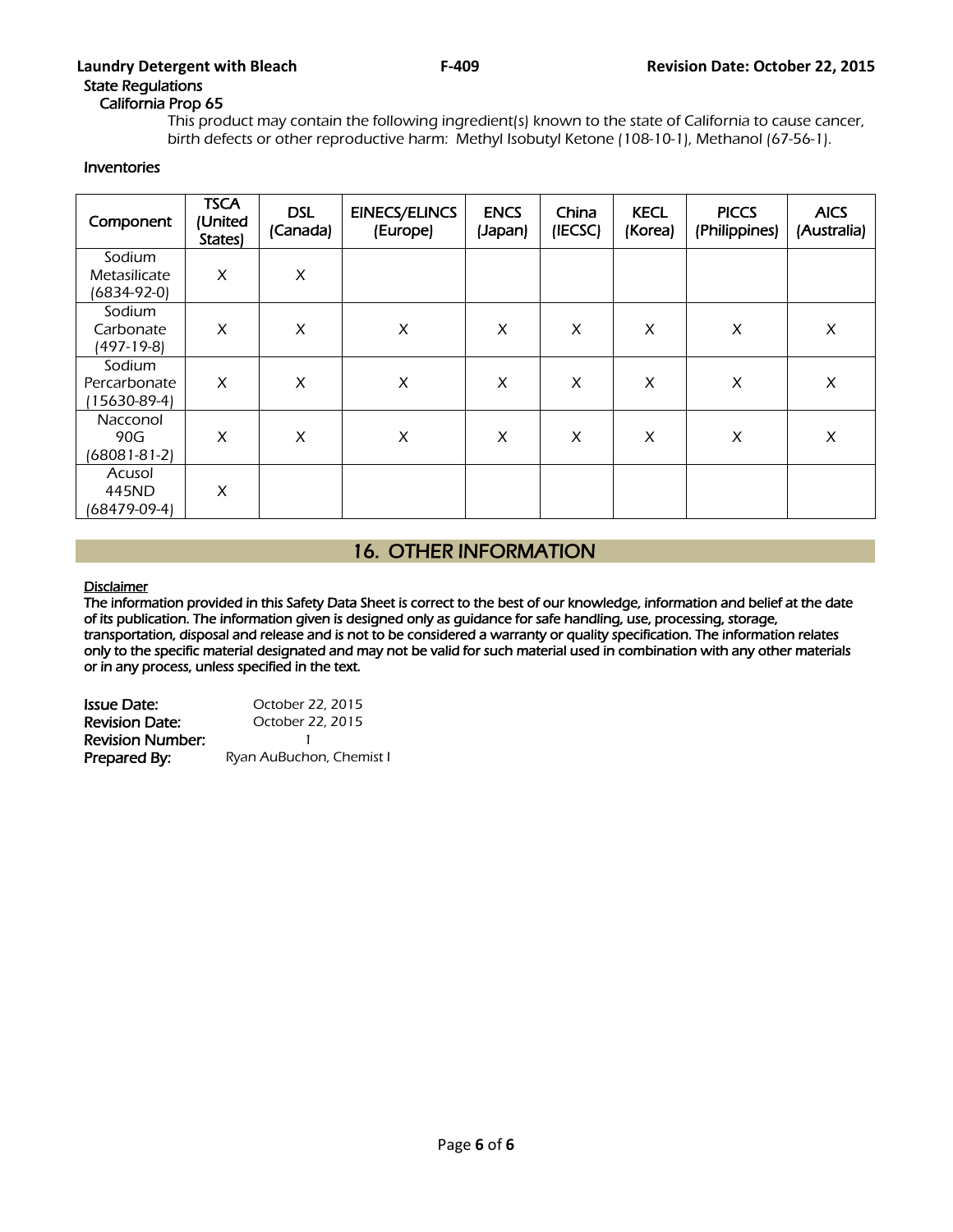### State Regulations

#### California Prop 65

This product may contain the following ingredient(s) known to the state of California to cause cancer, birth defects or other reproductive harm: Methyl Isobutyl Ketone (108-10-1), Methanol (67-56-1).

### Inventories

| Component | TSCA (United States) | DSL (Canada) | EINECS/ELINCS (Europe) | ENCS (Japan) | China (IECSC) | KECL (Korea) | PICCS (Philippines) | AICS (Australia) |
|---|---|---|---|---|---|---|---|---|
| Sodium Metasilicate (6834-92-0) | X | X | | | | | | |
| Sodium Carbonate (497-19-8) | X | X | X | X | X | X | X | X |
| Sodium Percarbonate (15630-89-4) | X | X | X | X | X | X | X | X |
| Nacconol 90G (68081-81-2) | X | X | X | X | X | X | X | X |
| Acusol 445ND (68479-09-4) | X | | | | | | | |

## 16. OTHER INFORMATION

Disclaimer

The information provided in this Safety Data Sheet is correct to the best of our knowledge, information and belief at the date of its publication. The information given is designed only as guidance for safe handling, use, processing, storage, transportation, disposal and release and is not to be considered a warranty or quality specification. The information relates only to the specific material designated and may not be valid for such material used in combination with any other materials or in any process, unless specified in the text.

**Issue Date:** October 22, 2015
**Revision Date:** October 22, 2015
**Revision Number:** 1
**Prepared By:** Ryan AuBuchon, Chemist I